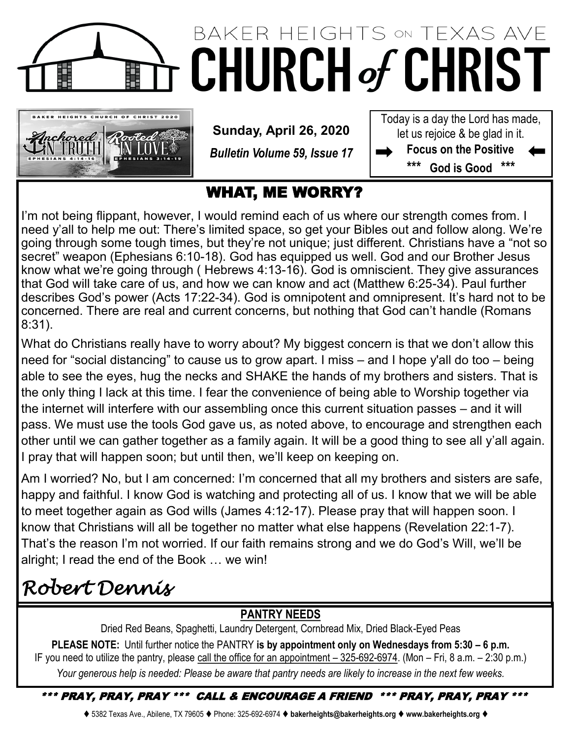# BAKER HEIGHTS ON TEXAS AVE CHURCH of CHRIST

**Sunday, April 26, 2020**

***Bulletin Volume 59, Issue 17***

Today is a day the Lord has made, let us rejoice & be glad in it.

➡ **Focus on the Positive** ⬅

**\*\*\* God is Good \*\*\***

## WHAT, ME WORRY?

I'm not being flippant, however, I would remind each of us where our strength comes from. I need y'all to help me out: There's limited space, so get your Bibles out and follow along. We're going through some tough times, but they're not unique; just different. Christians have a "not so secret" weapon (Ephesians 6:10-18). God has equipped us well. God and our Brother Jesus know what we're going through ( Hebrews 4:13-16). God is omniscient. They give assurances that God will take care of us, and how we can know and act (Matthew 6:25-34). Paul further describes God's power (Acts 17:22-34). God is omnipotent and omnipresent. It's hard not to be concerned. There are real and current concerns, but nothing that God can't handle (Romans 8:31).

What do Christians really have to worry about? My biggest concern is that we don't allow this need for "social distancing" to cause us to grow apart. I miss – and I hope y'all do too – being able to see the eyes, hug the necks and SHAKE the hands of my brothers and sisters. That is the only thing I lack at this time. I fear the convenience of being able to Worship together via the internet will interfere with our assembling once this current situation passes – and it will pass. We must use the tools God gave us, as noted above, to encourage and strengthen each other until we can gather together as a family again. It will be a good thing to see all y'all again. I pray that will happen soon; but until then, we'll keep on keeping on.

Am I worried? No, but I am concerned: I'm concerned that all my brothers and sisters are safe, happy and faithful. I know God is watching and protecting all of us. I know that we will be able to meet together again as God wills (James 4:12-17). Please pray that will happen soon. I know that Christians will all be together no matter what else happens (Revelation 22:1-7). That's the reason I'm not worried. If our faith remains strong and we do God's Will, we'll be alright; I read the end of the Book … we win!

*Robert Dennis*

### PANTRY NEEDS

Dried Red Beans, Spaghetti, Laundry Detergent, Cornbread Mix, Dried Black-Eyed Peas

**PLEASE NOTE:** Until further notice the PANTRY **is by appointment only on Wednesdays from 5:30 – 6 p.m.**
IF you need to utilize the pantry, please call the office for an appointment – 325-692-6974. (Mon – Fri, 8 a.m. – 2:30 p.m.)

*Your generous help is needed: Please be aware that pantry needs are likely to increase in the next few weeks.*

**\*\*\* PRAY, PRAY, PRAY \*\*\* CALL & ENCOURAGE A FRIEND \*\*\* PRAY, PRAY, PRAY \*\*\***

♦ 5382 Texas Ave., Abilene, TX 79605 ♦ Phone: 325-692-6974 ♦ **bakerheights@bakerheights.org** ♦ **www.bakerheights.org** ♦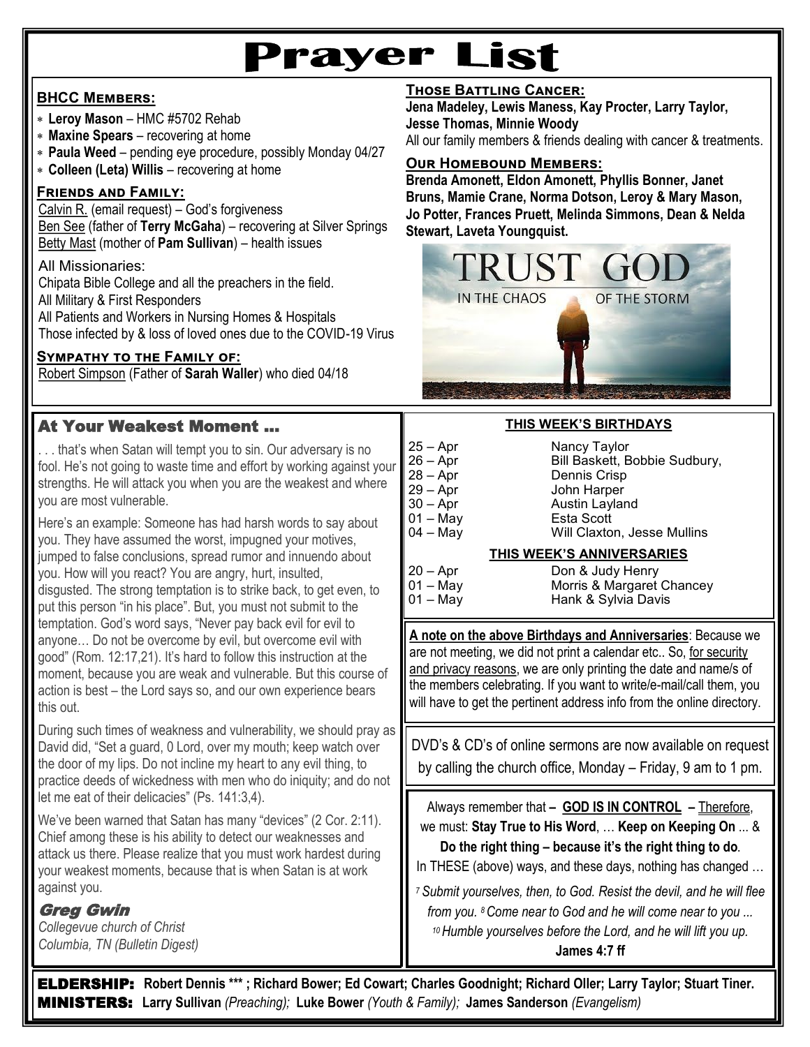# Prayer List

## BHCC Members:

- **Leroy Mason** – HMC #5702 Rehab
- **Maxine Spears** – recovering at home
- **Paula Weed** – pending eye procedure, possibly Monday 04/27
- **Colleen (Leta) Willis** – recovering at home

## Friends and Family:

Calvin R. (email request) – God's forgiveness
Ben See (father of **Terry McGaha**) – recovering at Silver Springs
Betty Mast (mother of **Pam Sullivan**) – health issues

All Missionaries:
Chipata Bible College and all the preachers in the field.
All Military & First Responders
All Patients and Workers in Nursing Homes & Hospitals
Those infected by & loss of loved ones due to the COVID-19 Virus

## Sympathy to the Family of:

Robert Simpson (Father of **Sarah Waller**) who died 04/18

## Those Battling Cancer:

**Jena Madeley, Lewis Maness, Kay Procter, Larry Taylor, Jesse Thomas, Minnie Woody**
All our family members & friends dealing with cancer & treatments.

## Our Homebound Members:

**Brenda Amonett, Eldon Amonett, Phyllis Bonner, Janet Bruns, Mamie Crane, Norma Dotson, Leroy & Mary Mason, Jo Potter, Frances Pruett, Melinda Simmons, Dean & Nelda Stewart, Laveta Youngquist.**

TRUST GOD IN THE CHAOS OF THE STORM

## At Your Weakest Moment …

. . . that's when Satan will tempt you to sin. Our adversary is no fool. He's not going to waste time and effort by working against your strengths. He will attack you when you are the weakest and where you are most vulnerable.

Here's an example: Someone has had harsh words to say about you. They have assumed the worst, impugned your motives, jumped to false conclusions, spread rumor and innuendo about you. How will you react? You are angry, hurt, insulted, disgusted. The strong temptation is to strike back, to get even, to put this person "in his place". But, you must not submit to the temptation. God's word says, "Never pay back evil for evil to anyone… Do not be overcome by evil, but overcome evil with good" (Rom. 12:17,21). It's hard to follow this instruction at the moment, because you are weak and vulnerable. But this course of action is best – the Lord says so, and our own experience bears this out.

During such times of weakness and vulnerability, we should pray as David did, "Set a guard, 0 Lord, over my mouth; keep watch over the door of my lips. Do not incline my heart to any evil thing, to practice deeds of wickedness with men who do iniquity; and do not let me eat of their delicacies" (Ps. 141:3,4).

We've been warned that Satan has many "devices" (2 Cor. 2:11). Chief among these is his ability to detect our weaknesses and attack us there. Please realize that you must work hardest during your weakest moments, because that is when Satan is at work against you.

***Greg Gwin***
*Collegevue church of Christ*
*Columbia, TN (Bulletin Digest)*

## THIS WEEK'S BIRTHDAYS

| | |
|---|---|
| 25 – Apr | Nancy Taylor |
| 26 – Apr | Bill Baskett, Bobbie Sudbury, |
| 28 – Apr | Dennis Crisp |
| 29 – Apr | John Harper |
| 30 – Apr | Austin Layland |
| 01 – May | Esta Scott |
| 04 – May | Will Claxton, Jesse Mullins |

## THIS WEEK'S ANNIVERSARIES

| | |
|---|---|
| 20 – Apr | Don & Judy Henry |
| 01 – May | Morris & Margaret Chancey |
| 01 – May | Hank & Sylvia Davis |

**A note on the above Birthdays and Anniversaries**: Because we are not meeting, we did not print a calendar etc.. So, for security and privacy reasons, we are only printing the date and name/s of the members celebrating. If you want to write/e-mail/call them, you will have to get the pertinent address info from the online directory.

DVD's & CD's of online sermons are now available on request by calling the church office, Monday – Friday, 9 am to 1 pm.

Always remember that **– GOD IS IN CONTROL –** Therefore, we must: **Stay True to His Word**, … **Keep on Keeping On** ... & **Do the right thing – because it's the right thing to do**.
In THESE (above) ways, and these days, nothing has changed …

*[7] Submit yourselves, then, to God. Resist the devil, and he will flee from you. [8] Come near to God and he will come near to you ... [10] Humble yourselves before the Lord, and he will lift you up.*
**James 4:7 ff**

**ELDERSHIP:** **Robert Dennis *** ; Richard Bower; Ed Cowart; Charles Goodnight; Richard Oller; Larry Taylor; Stuart Tiner.**
**MINISTERS:** **Larry Sullivan** *(Preaching);* **Luke Bower** *(Youth & Family);* **James Sanderson** *(Evangelism)*